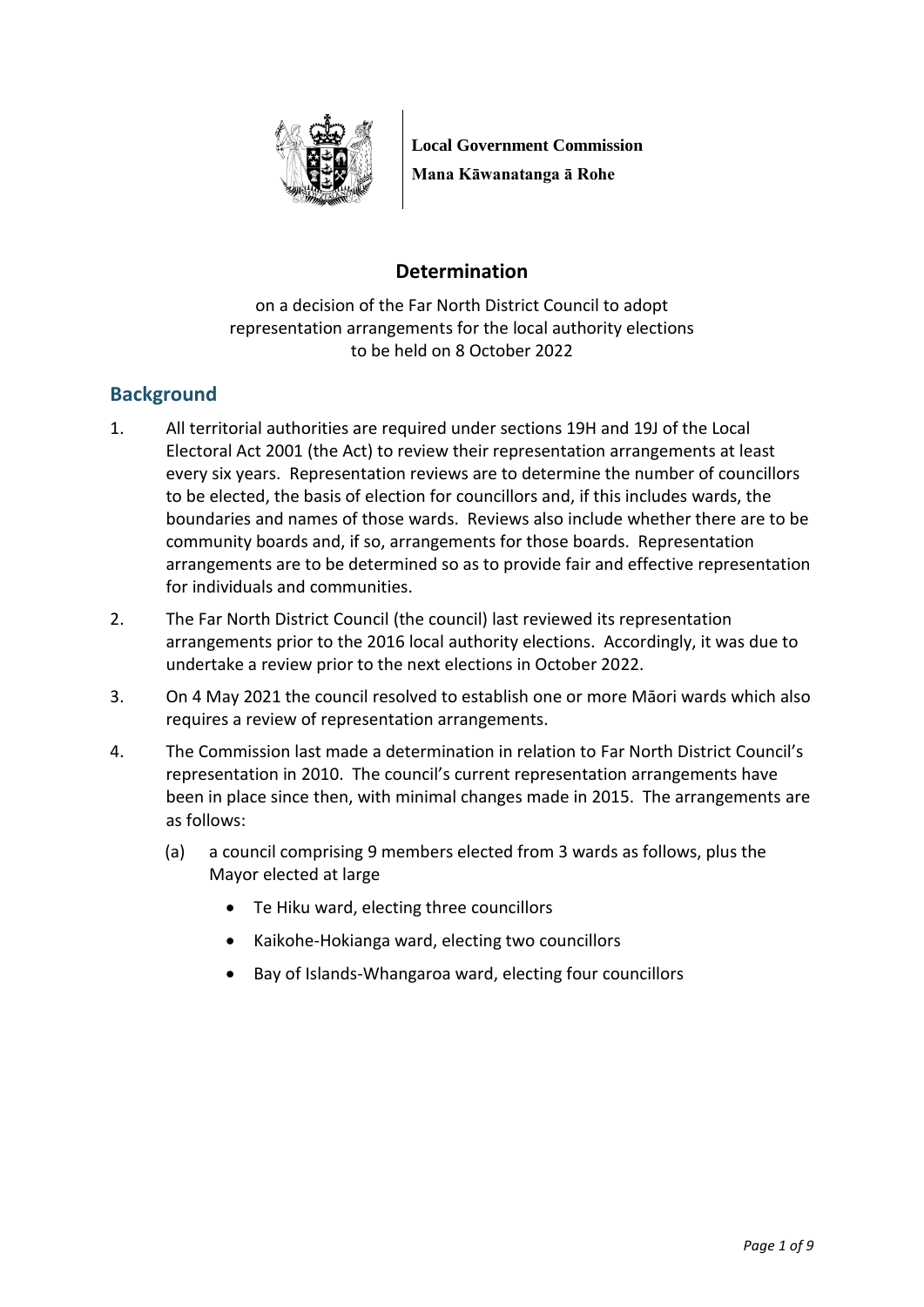**Local Government Commission**
**Mana Kāwanatanga ā Rohe**

# Determination

on a decision of the Far North District Council to adopt representation arrangements for the local authority elections to be held on 8 October 2022

## Background

1. All territorial authorities are required under sections 19H and 19J of the Local Electoral Act 2001 (the Act) to review their representation arrangements at least every six years. Representation reviews are to determine the number of councillors to be elected, the basis of election for councillors and, if this includes wards, the boundaries and names of those wards. Reviews also include whether there are to be community boards and, if so, arrangements for those boards. Representation arrangements are to be determined so as to provide fair and effective representation for individuals and communities.

2. The Far North District Council (the council) last reviewed its representation arrangements prior to the 2016 local authority elections. Accordingly, it was due to undertake a review prior to the next elections in October 2022.

3. On 4 May 2021 the council resolved to establish one or more Māori wards which also requires a review of representation arrangements.

4. The Commission last made a determination in relation to Far North District Council's representation in 2010. The council's current representation arrangements have been in place since then, with minimal changes made in 2015. The arrangements are as follows:

   (a) a council comprising 9 members elected from 3 wards as follows, plus the Mayor elected at large

   - Te Hiku ward, electing three councillors
   - Kaikohe-Hokianga ward, electing two councillors
   - Bay of Islands-Whangaroa ward, electing four councillors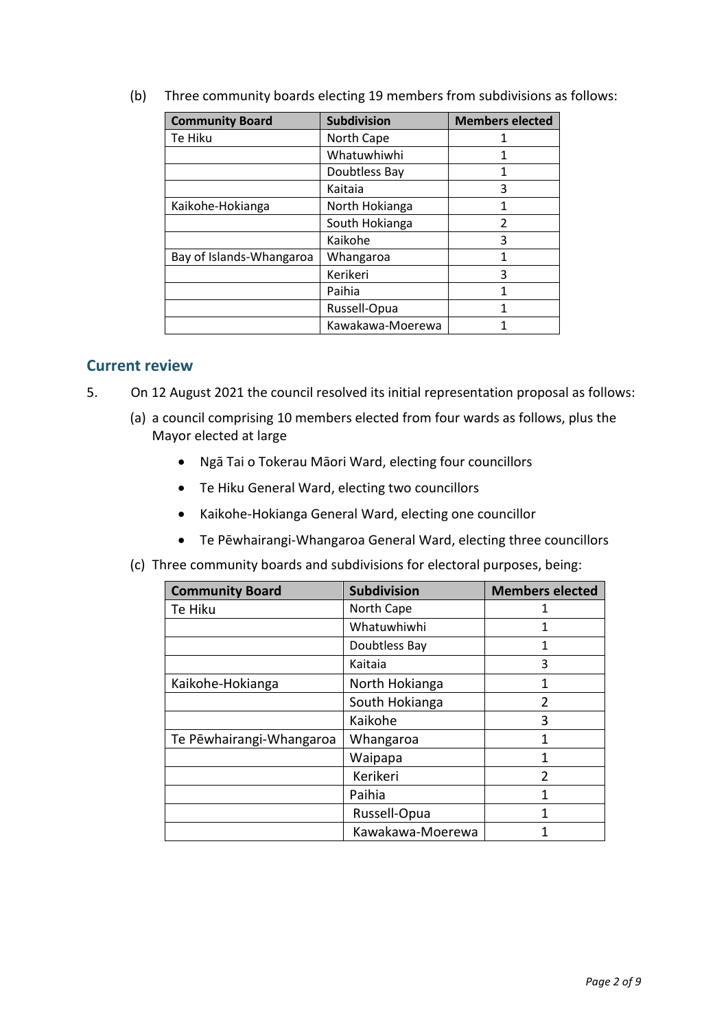(b) Three community boards electing 19 members from subdivisions as follows:

| Community Board | Subdivision | Members elected |
|---|---|---|
| Te Hiku | North Cape | 1 |
| | Whatuwhiwhi | 1 |
| | Doubtless Bay | 1 |
| | Kaitaia | 3 |
| Kaikohe-Hokianga | North Hokianga | 1 |
| | South Hokianga | 2 |
| | Kaikohe | 3 |
| Bay of Islands-Whangaroa | Whangaroa | 1 |
| | Kerikeri | 3 |
| | Paihia | 1 |
| | Russell-Opua | 1 |
| | Kawakawa-Moerewa | 1 |

## Current review

5. On 12 August 2021 the council resolved its initial representation proposal as follows:

   (a) a council comprising 10 members elected from four wards as follows, plus the Mayor elected at large

   - Ngā Tai o Tokerau Māori Ward, electing four councillors
   - Te Hiku General Ward, electing two councillors
   - Kaikohe-Hokianga General Ward, electing one councillor
   - Te Pēwhairangi-Whangaroa General Ward, electing three councillors

   (c) Three community boards and subdivisions for electoral purposes, being:

| Community Board | Subdivision | Members elected |
|---|---|---|
| Te Hiku | North Cape | 1 |
| | Whatuwhiwhi | 1 |
| | Doubtless Bay | 1 |
| | Kaitaia | 3 |
| Kaikohe-Hokianga | North Hokianga | 1 |
| | South Hokianga | 2 |
| | Kaikohe | 3 |
| Te Pēwhairangi-Whangaroa | Whangaroa | 1 |
| | Waipapa | 1 |
| | Kerikeri | 2 |
| | Paihia | 1 |
| | Russell-Opua | 1 |
| | Kawakawa-Moerewa | 1 |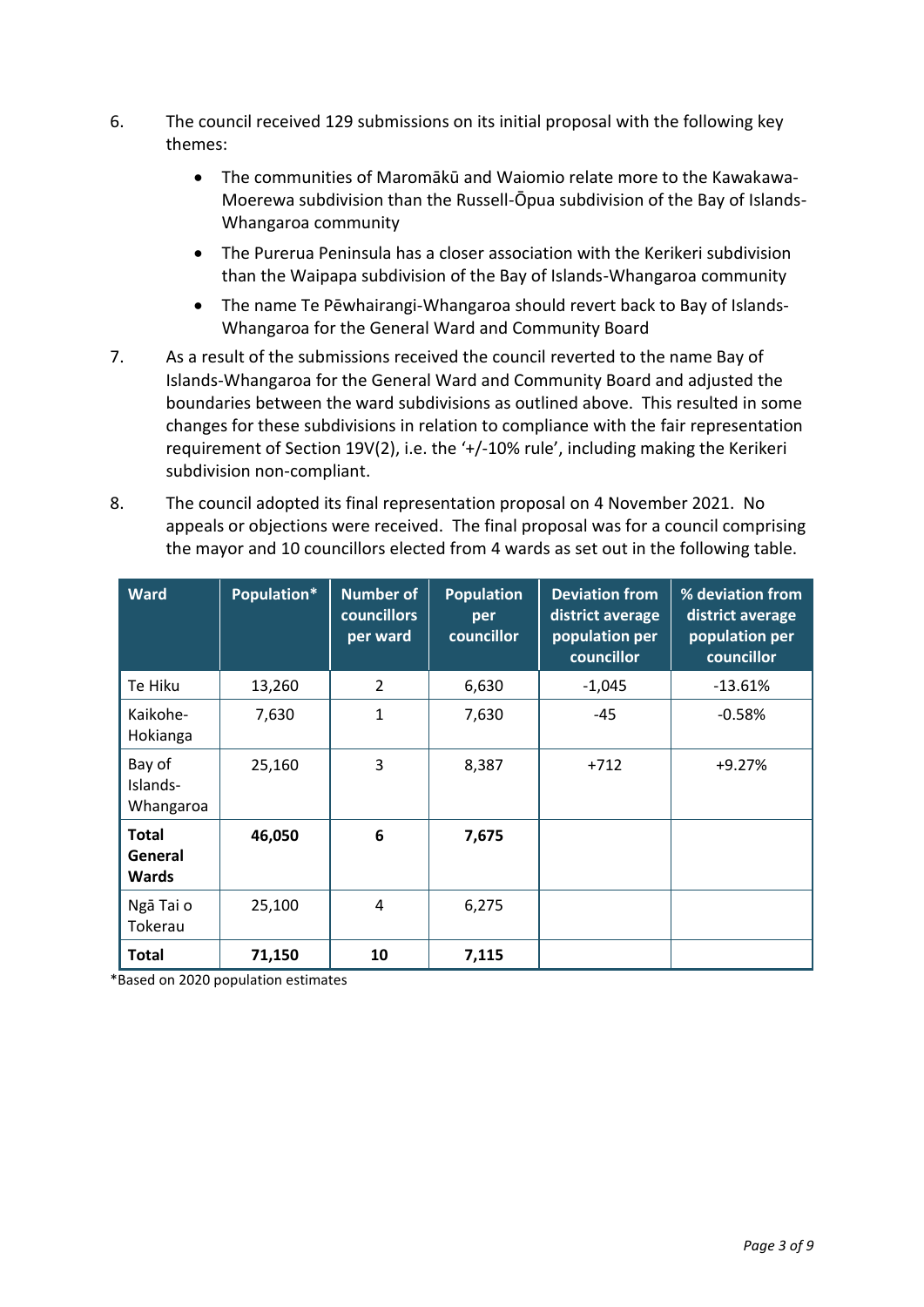6. The council received 129 submissions on its initial proposal with the following key themes:

   - The communities of Maromākū and Waiomio relate more to the Kawakawa-Moerewa subdivision than the Russell-Ōpua subdivision of the Bay of Islands-Whangaroa community
   - The Purerua Peninsula has a closer association with the Kerikeri subdivision than the Waipapa subdivision of the Bay of Islands-Whangaroa community
   - The name Te Pēwhairangi-Whangaroa should revert back to Bay of Islands-Whangaroa for the General Ward and Community Board

7. As a result of the submissions received the council reverted to the name Bay of Islands-Whangaroa for the General Ward and Community Board and adjusted the boundaries between the ward subdivisions as outlined above. This resulted in some changes for these subdivisions in relation to compliance with the fair representation requirement of Section 19V(2), i.e. the '+/-10% rule', including making the Kerikeri subdivision non-compliant.

8. The council adopted its final representation proposal on 4 November 2021. No appeals or objections were received. The final proposal was for a council comprising the mayor and 10 councillors elected from 4 wards as set out in the following table.

| Ward | Population* | Number of councillors per ward | Population per councillor | Deviation from district average population per councillor | % deviation from district average population per councillor |
|---|---|---|---|---|---|
| Te Hiku | 13,260 | 2 | 6,630 | -1,045 | -13.61% |
| Kaikohe-Hokianga | 7,630 | 1 | 7,630 | -45 | -0.58% |
| Bay of Islands-Whangaroa | 25,160 | 3 | 8,387 | +712 | +9.27% |
| **Total General Wards** | **46,050** | **6** | **7,675** | | |
| Ngā Tai o Tokerau | 25,100 | 4 | 6,275 | | |
| **Total** | **71,150** | **10** | **7,115** | | |

*Based on 2020 population estimates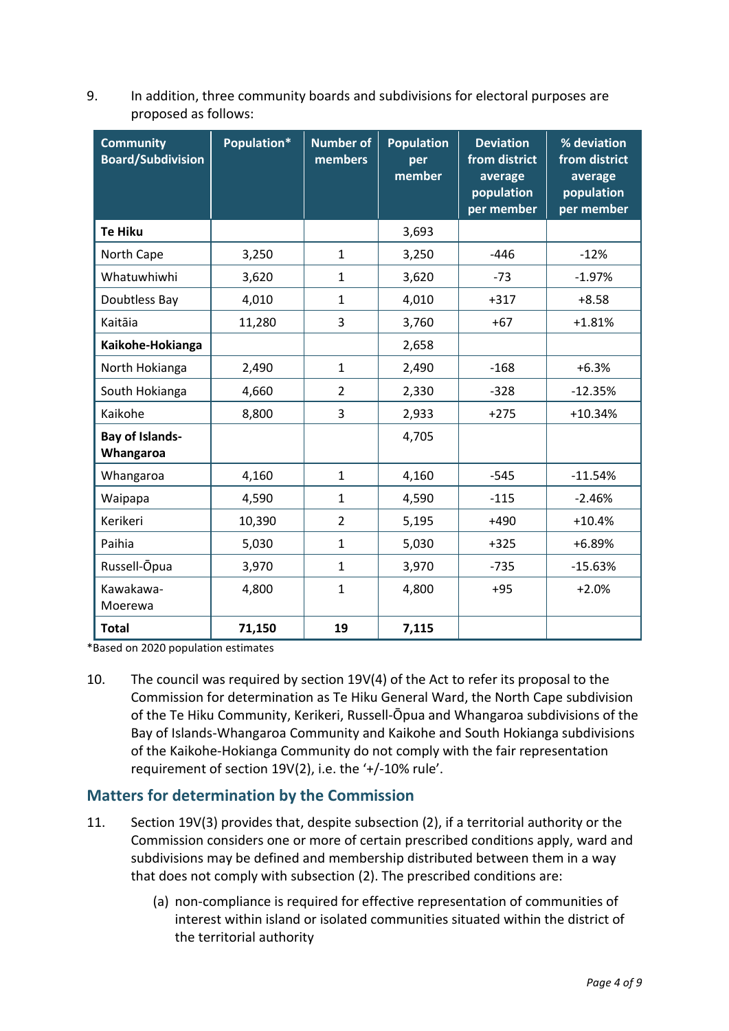9. In addition, three community boards and subdivisions for electoral purposes are proposed as follows:

| Community Board/Subdivision | Population* | Number of members | Population per member | Deviation from district average population per member | % deviation from district average population per member |
|---|---|---|---|---|---|
| **Te Hiku** | | | 3,693 | | |
| North Cape | 3,250 | 1 | 3,250 | -446 | -12% |
| Whatuwhiwhi | 3,620 | 1 | 3,620 | -73 | -1.97% |
| Doubtless Bay | 4,010 | 1 | 4,010 | +317 | +8.58 |
| Kaitāia | 11,280 | 3 | 3,760 | +67 | +1.81% |
| **Kaikohe-Hokianga** | | | 2,658 | | |
| North Hokianga | 2,490 | 1 | 2,490 | -168 | +6.3% |
| South Hokianga | 4,660 | 2 | 2,330 | -328 | -12.35% |
| Kaikohe | 8,800 | 3 | 2,933 | +275 | +10.34% |
| **Bay of Islands-Whangaroa** | | | 4,705 | | |
| Whangaroa | 4,160 | 1 | 4,160 | -545 | -11.54% |
| Waipapa | 4,590 | 1 | 4,590 | -115 | -2.46% |
| Kerikeri | 10,390 | 2 | 5,195 | +490 | +10.4% |
| Paihia | 5,030 | 1 | 5,030 | +325 | +6.89% |
| Russell-Ōpua | 3,970 | 1 | 3,970 | -735 | -15.63% |
| Kawakawa-Moerewa | 4,800 | 1 | 4,800 | +95 | +2.0% |
| **Total** | **71,150** | **19** | **7,115** | | |

*Based on 2020 population estimates

10. The council was required by section 19V(4) of the Act to refer its proposal to the Commission for determination as Te Hiku General Ward, the North Cape subdivision of the Te Hiku Community, Kerikeri, Russell-Ōpua and Whangaroa subdivisions of the Bay of Islands-Whangaroa Community and Kaikohe and South Hokianga subdivisions of the Kaikohe-Hokianga Community do not comply with the fair representation requirement of section 19V(2), i.e. the '+/-10% rule'.

## Matters for determination by the Commission

11. Section 19V(3) provides that, despite subsection (2), if a territorial authority or the Commission considers one or more of certain prescribed conditions apply, ward and subdivisions may be defined and membership distributed between them in a way that does not comply with subsection (2). The prescribed conditions are:

    (a) non-compliance is required for effective representation of communities of interest within island or isolated communities situated within the district of the territorial authority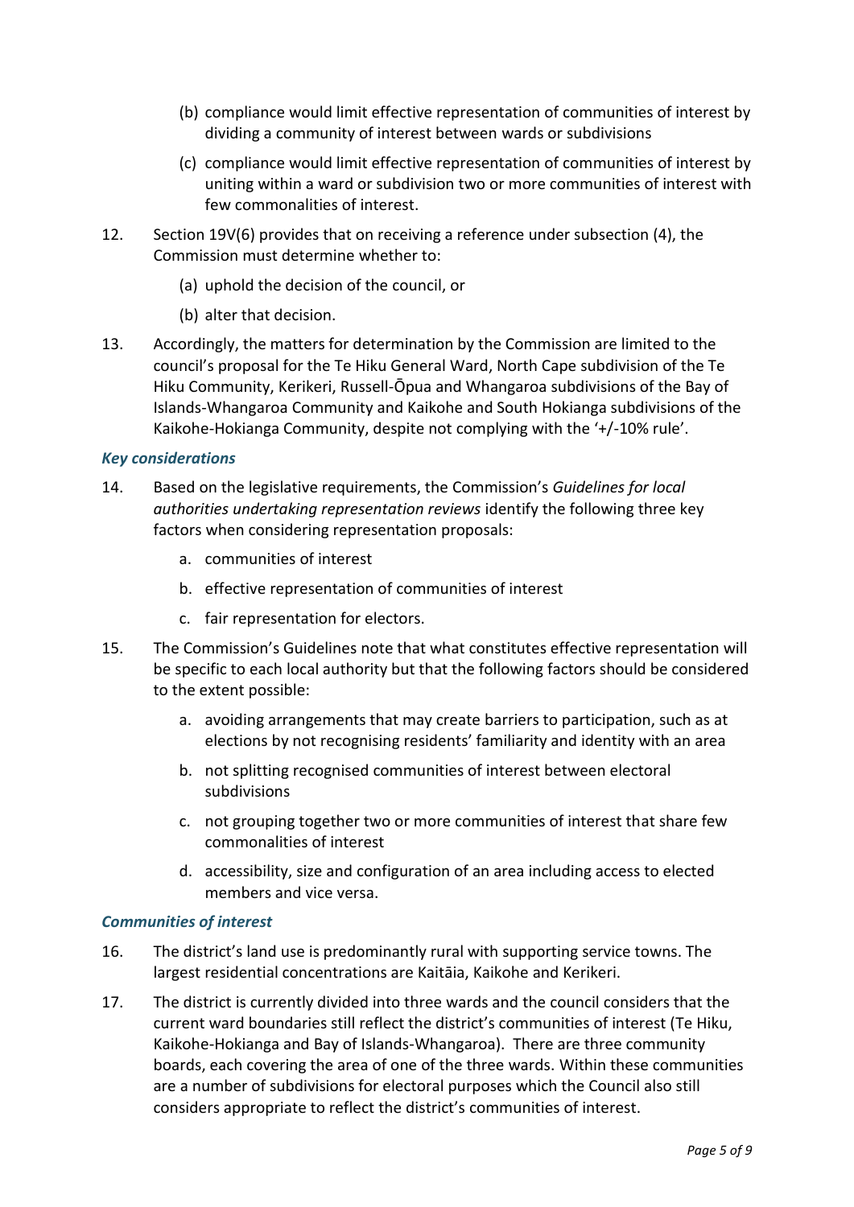(b) compliance would limit effective representation of communities of interest by dividing a community of interest between wards or subdivisions

(c) compliance would limit effective representation of communities of interest by uniting within a ward or subdivision two or more communities of interest with few commonalities of interest.

12. Section 19V(6) provides that on receiving a reference under subsection (4), the Commission must determine whether to:

    (a) uphold the decision of the council, or

    (b) alter that decision.

13. Accordingly, the matters for determination by the Commission are limited to the council's proposal for the Te Hiku General Ward, North Cape subdivision of the Te Hiku Community, Kerikeri, Russell-Ōpua and Whangaroa subdivisions of the Bay of Islands-Whangaroa Community and Kaikohe and South Hokianga subdivisions of the Kaikohe-Hokianga Community, despite not complying with the '+/-10% rule'.

### *Key considerations*

14. Based on the legislative requirements, the Commission's *Guidelines for local authorities undertaking representation reviews* identify the following three key factors when considering representation proposals:

    a. communities of interest

    b. effective representation of communities of interest

    c. fair representation for electors.

15. The Commission's Guidelines note that what constitutes effective representation will be specific to each local authority but that the following factors should be considered to the extent possible:

    a. avoiding arrangements that may create barriers to participation, such as at elections by not recognising residents' familiarity and identity with an area

    b. not splitting recognised communities of interest between electoral subdivisions

    c. not grouping together two or more communities of interest that share few commonalities of interest

    d. accessibility, size and configuration of an area including access to elected members and vice versa.

### *Communities of interest*

16. The district's land use is predominantly rural with supporting service towns. The largest residential concentrations are Kaitāia, Kaikohe and Kerikeri.

17. The district is currently divided into three wards and the council considers that the current ward boundaries still reflect the district's communities of interest (Te Hiku, Kaikohe-Hokianga and Bay of Islands-Whangaroa). There are three community boards, each covering the area of one of the three wards. Within these communities are a number of subdivisions for electoral purposes which the Council also still considers appropriate to reflect the district's communities of interest.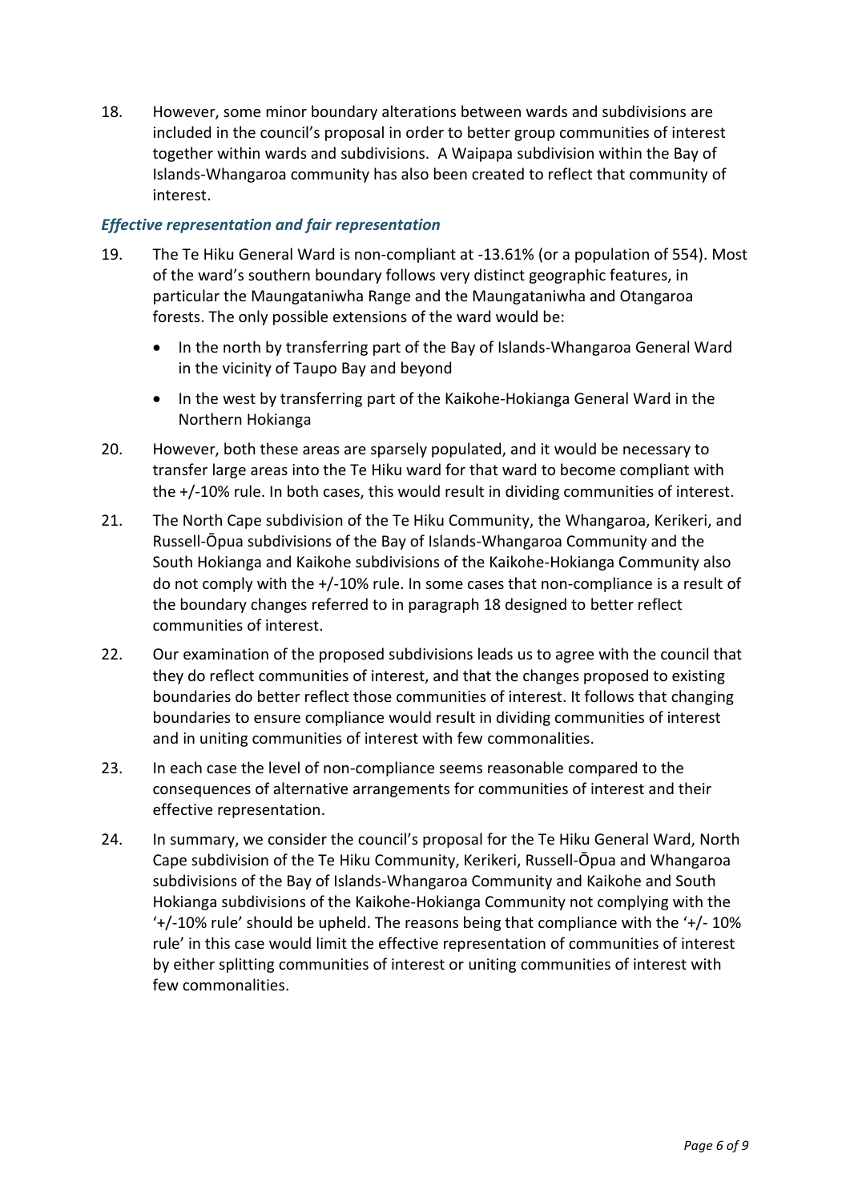18. However, some minor boundary alterations between wards and subdivisions are included in the council's proposal in order to better group communities of interest together within wards and subdivisions. A Waipapa subdivision within the Bay of Islands-Whangaroa community has also been created to reflect that community of interest.

### *Effective representation and fair representation*

19. The Te Hiku General Ward is non-compliant at -13.61% (or a population of 554). Most of the ward's southern boundary follows very distinct geographic features, in particular the Maungataniwha Range and the Maungataniwha and Otangaroa forests. The only possible extensions of the ward would be:

    - In the north by transferring part of the Bay of Islands-Whangaroa General Ward in the vicinity of Taupo Bay and beyond
    - In the west by transferring part of the Kaikohe-Hokianga General Ward in the Northern Hokianga

20. However, both these areas are sparsely populated, and it would be necessary to transfer large areas into the Te Hiku ward for that ward to become compliant with the +/-10% rule. In both cases, this would result in dividing communities of interest.

21. The North Cape subdivision of the Te Hiku Community, the Whangaroa, Kerikeri, and Russell-Ōpua subdivisions of the Bay of Islands-Whangaroa Community and the South Hokianga and Kaikohe subdivisions of the Kaikohe-Hokianga Community also do not comply with the +/-10% rule. In some cases that non-compliance is a result of the boundary changes referred to in paragraph 18 designed to better reflect communities of interest.

22. Our examination of the proposed subdivisions leads us to agree with the council that they do reflect communities of interest, and that the changes proposed to existing boundaries do better reflect those communities of interest. It follows that changing boundaries to ensure compliance would result in dividing communities of interest and in uniting communities of interest with few commonalities.

23. In each case the level of non-compliance seems reasonable compared to the consequences of alternative arrangements for communities of interest and their effective representation.

24. In summary, we consider the council's proposal for the Te Hiku General Ward, North Cape subdivision of the Te Hiku Community, Kerikeri, Russell-Ōpua and Whangaroa subdivisions of the Bay of Islands-Whangaroa Community and Kaikohe and South Hokianga subdivisions of the Kaikohe-Hokianga Community not complying with the '+/-10% rule' should be upheld. The reasons being that compliance with the '+/- 10% rule' in this case would limit the effective representation of communities of interest by either splitting communities of interest or uniting communities of interest with few commonalities.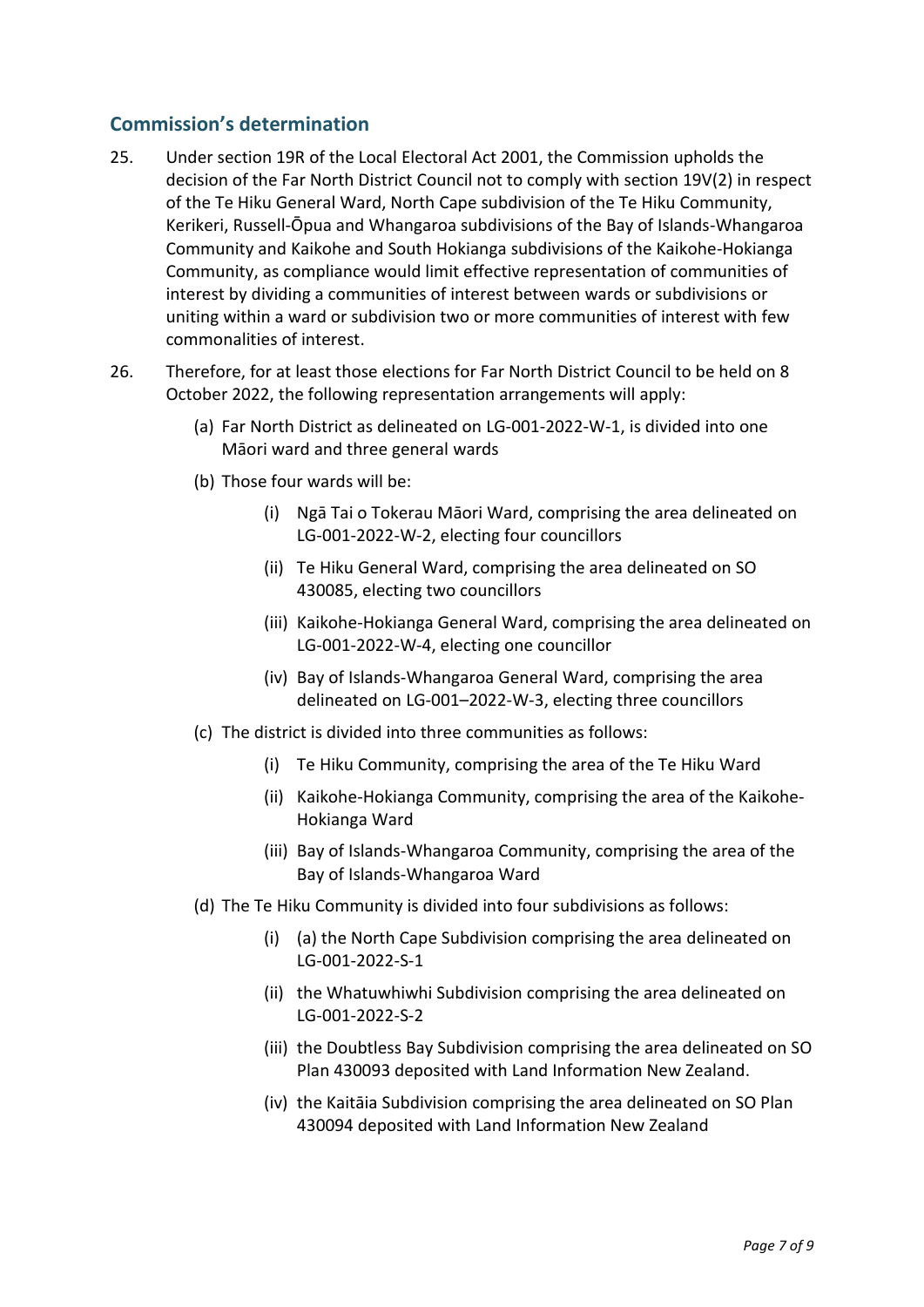## Commission's determination

25. Under section 19R of the Local Electoral Act 2001, the Commission upholds the decision of the Far North District Council not to comply with section 19V(2) in respect of the Te Hiku General Ward, North Cape subdivision of the Te Hiku Community, Kerikeri, Russell-Ōpua and Whangaroa subdivisions of the Bay of Islands-Whangaroa Community and Kaikohe and South Hokianga subdivisions of the Kaikohe-Hokianga Community, as compliance would limit effective representation of communities of interest by dividing a communities of interest between wards or subdivisions or uniting within a ward or subdivision two or more communities of interest with few commonalities of interest.

26. Therefore, for at least those elections for Far North District Council to be held on 8 October 2022, the following representation arrangements will apply:

    (a) Far North District as delineated on LG-001-2022-W-1, is divided into one Māori ward and three general wards

    (b) Those four wards will be:

    - (i) Ngā Tai o Tokerau Māori Ward, comprising the area delineated on LG-001-2022-W-2, electing four councillors
    - (ii) Te Hiku General Ward, comprising the area delineated on SO 430085, electing two councillors
    - (iii) Kaikohe-Hokianga General Ward, comprising the area delineated on LG-001-2022-W-4, electing one councillor
    - (iv) Bay of Islands-Whangaroa General Ward, comprising the area delineated on LG-001–2022-W-3, electing three councillors

    (c) The district is divided into three communities as follows:

    - (i) Te Hiku Community, comprising the area of the Te Hiku Ward
    - (ii) Kaikohe-Hokianga Community, comprising the area of the Kaikohe-Hokianga Ward
    - (iii) Bay of Islands-Whangaroa Community, comprising the area of the Bay of Islands-Whangaroa Ward

    (d) The Te Hiku Community is divided into four subdivisions as follows:

    - (i) (a) the North Cape Subdivision comprising the area delineated on LG-001-2022-S-1
    - (ii) the Whatuwhiwhi Subdivision comprising the area delineated on LG-001-2022-S-2
    - (iii) the Doubtless Bay Subdivision comprising the area delineated on SO Plan 430093 deposited with Land Information New Zealand.
    - (iv) the Kaitāia Subdivision comprising the area delineated on SO Plan 430094 deposited with Land Information New Zealand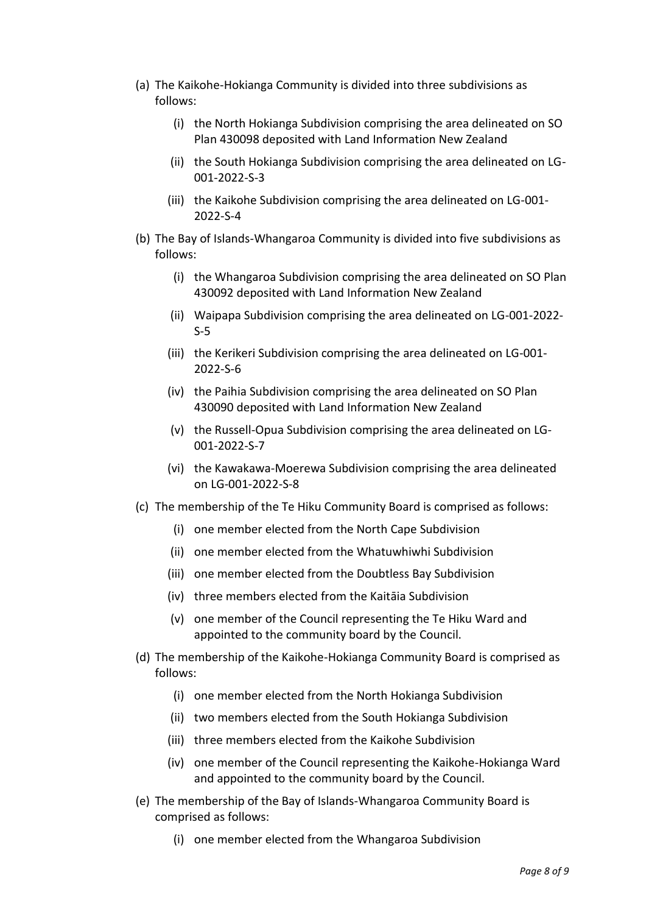(a) The Kaikohe-Hokianga Community is divided into three subdivisions as follows:

  (i) the North Hokianga Subdivision comprising the area delineated on SO Plan 430098 deposited with Land Information New Zealand

  (ii) the South Hokianga Subdivision comprising the area delineated on LG-001-2022-S-3

  (iii) the Kaikohe Subdivision comprising the area delineated on LG-001-2022-S-4

(b) The Bay of Islands-Whangaroa Community is divided into five subdivisions as follows:

  (i) the Whangaroa Subdivision comprising the area delineated on SO Plan 430092 deposited with Land Information New Zealand

  (ii) Waipapa Subdivision comprising the area delineated on LG-001-2022-S-5

  (iii) the Kerikeri Subdivision comprising the area delineated on LG-001-2022-S-6

  (iv) the Paihia Subdivision comprising the area delineated on SO Plan 430090 deposited with Land Information New Zealand

  (v) the Russell-Opua Subdivision comprising the area delineated on LG-001-2022-S-7

  (vi) the Kawakawa-Moerewa Subdivision comprising the area delineated on LG-001-2022-S-8

(c) The membership of the Te Hiku Community Board is comprised as follows:

  (i) one member elected from the North Cape Subdivision

  (ii) one member elected from the Whatuwhiwhi Subdivision

  (iii) one member elected from the Doubtless Bay Subdivision

  (iv) three members elected from the Kaitāia Subdivision

  (v) one member of the Council representing the Te Hiku Ward and appointed to the community board by the Council.

(d) The membership of the Kaikohe-Hokianga Community Board is comprised as follows:

  (i) one member elected from the North Hokianga Subdivision

  (ii) two members elected from the South Hokianga Subdivision

  (iii) three members elected from the Kaikohe Subdivision

  (iv) one member of the Council representing the Kaikohe-Hokianga Ward and appointed to the community board by the Council.

(e) The membership of the Bay of Islands-Whangaroa Community Board is comprised as follows:

  (i) one member elected from the Whangaroa Subdivision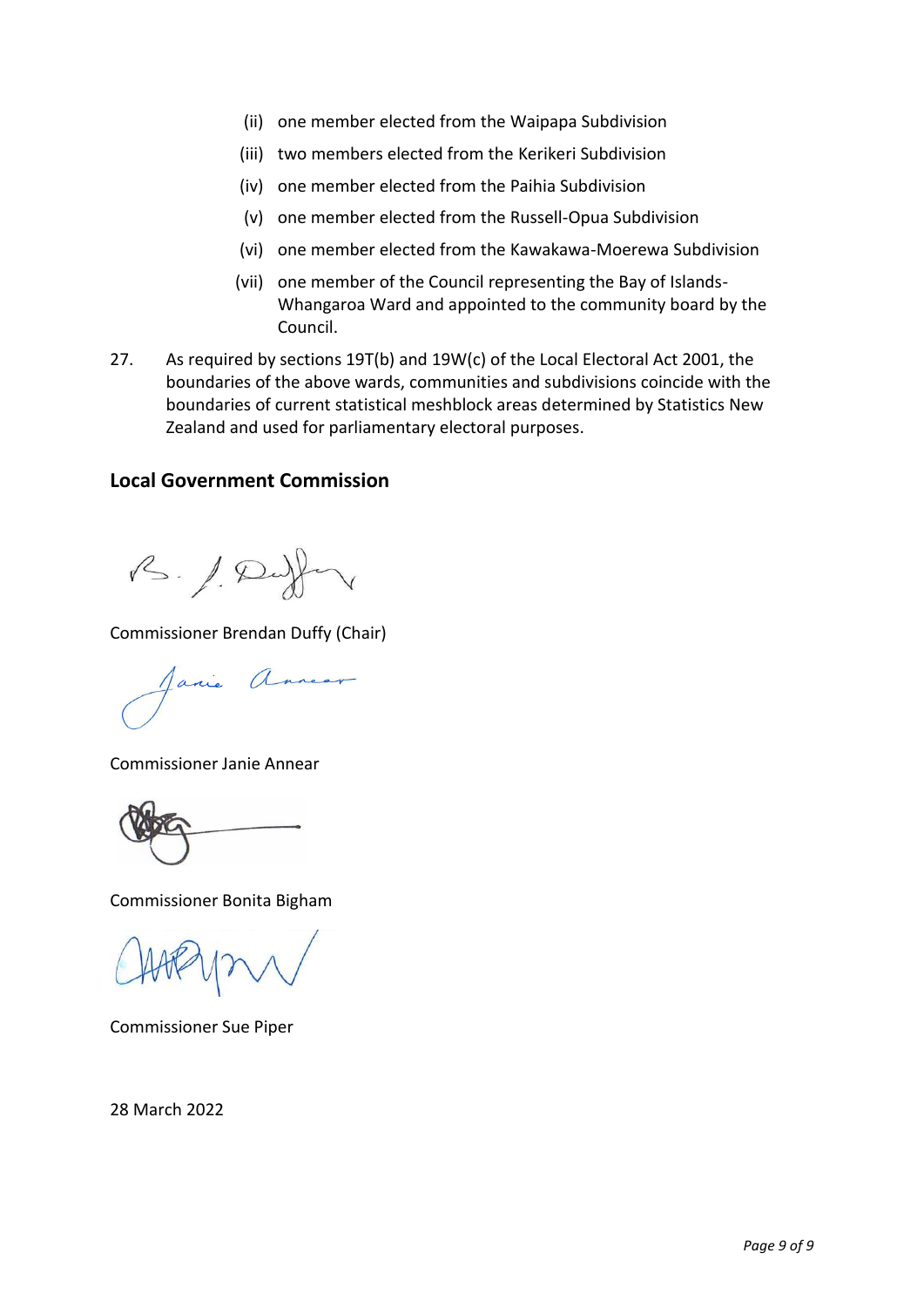(ii) one member elected from the Waipapa Subdivision

(iii) two members elected from the Kerikeri Subdivision

(iv) one member elected from the Paihia Subdivision

(v) one member elected from the Russell-Opua Subdivision

(vi) one member elected from the Kawakawa-Moerewa Subdivision

(vii) one member of the Council representing the Bay of Islands-Whangaroa Ward and appointed to the community board by the Council.

27. As required by sections 19T(b) and 19W(c) of the Local Electoral Act 2001, the boundaries of the above wards, communities and subdivisions coincide with the boundaries of current statistical meshblock areas determined by Statistics New Zealand and used for parliamentary electoral purposes.

## Local Government Commission

Commissioner Brendan Duffy (Chair)

Commissioner Janie Annear

Commissioner Bonita Bigham

Commissioner Sue Piper

28 March 2022